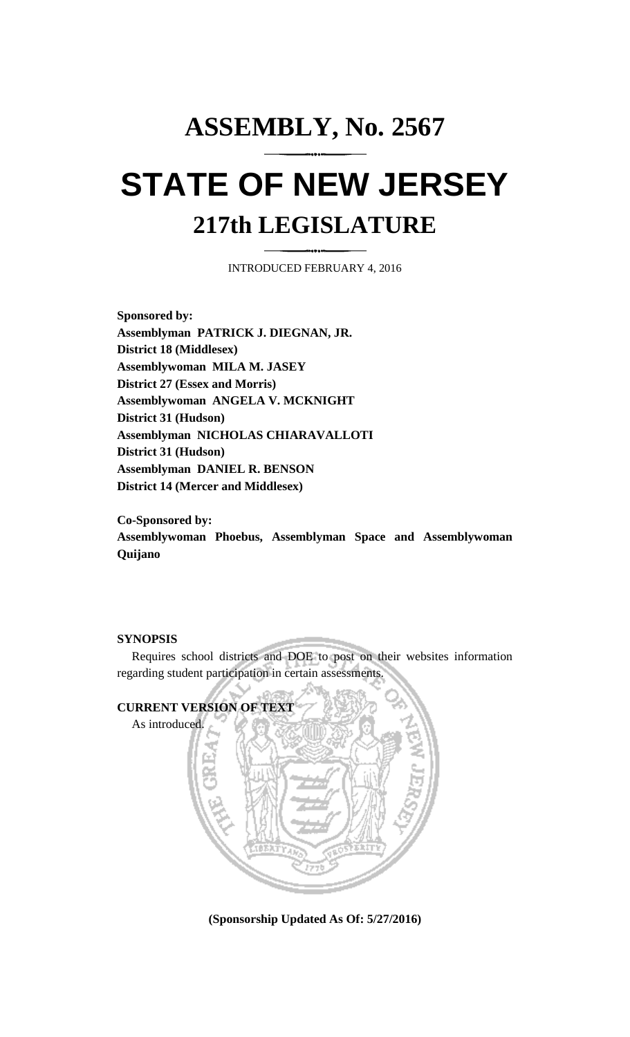# ASSEMBLY, No. 2567

# STATE OF NEW JERSEY

## 217th LEGISLATURE

INTRODUCED FEBRUARY 4, 2016

**Sponsored by:**
**Assemblyman PATRICK J. DIEGNAN, JR.**
**District 18 (Middlesex)**
**Assemblywoman MILA M. JASEY**
**District 27 (Essex and Morris)**
**Assemblywoman ANGELA V. MCKNIGHT**
**District 31 (Hudson)**
**Assemblyman NICHOLAS CHIARAVALLOTI**
**District 31 (Hudson)**
**Assemblyman DANIEL R. BENSON**
**District 14 (Mercer and Middlesex)**

**Co-Sponsored by:**
**Assemblywoman Phoebus, Assemblyman Space and Assemblywoman Quijano**

**SYNOPSIS**

Requires school districts and DOE to post on their websites information regarding student participation in certain assessments.

**CURRENT VERSION OF TEXT**

As introduced.

**(Sponsorship Updated As Of: 5/27/2016)**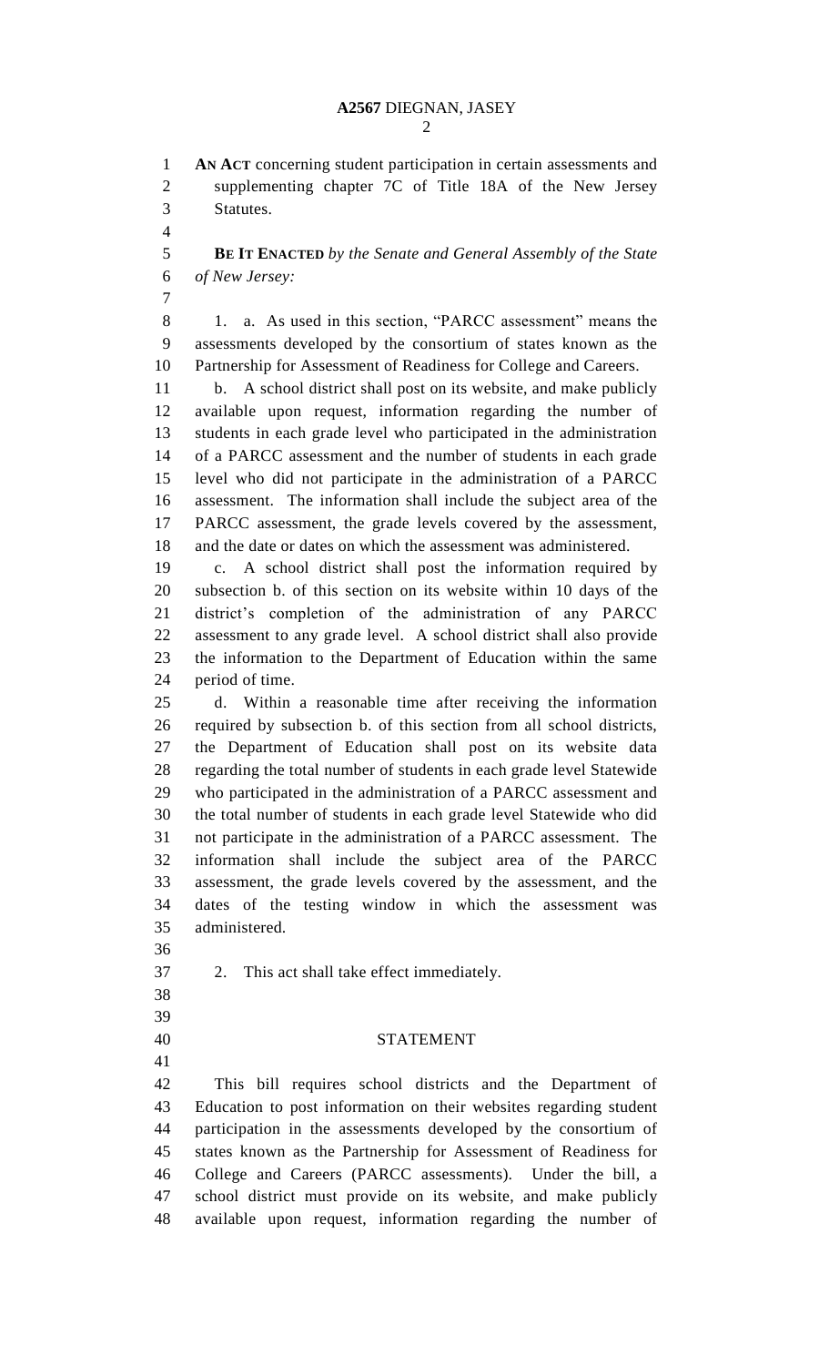**AN ACT** concerning student participation in certain assessments and supplementing chapter 7C of Title 18A of the New Jersey Statutes.

**BE IT ENACTED** *by the Senate and General Assembly of the State of New Jersey:*

1. a. As used in this section, "PARCC assessment" means the assessments developed by the consortium of states known as the Partnership for Assessment of Readiness for College and Careers.

b. A school district shall post on its website, and make publicly available upon request, information regarding the number of students in each grade level who participated in the administration of a PARCC assessment and the number of students in each grade level who did not participate in the administration of a PARCC assessment. The information shall include the subject area of the PARCC assessment, the grade levels covered by the assessment, and the date or dates on which the assessment was administered.

c. A school district shall post the information required by subsection b. of this section on its website within 10 days of the district's completion of the administration of any PARCC assessment to any grade level. A school district shall also provide the information to the Department of Education within the same period of time.

d. Within a reasonable time after receiving the information required by subsection b. of this section from all school districts, the Department of Education shall post on its website data regarding the total number of students in each grade level Statewide who participated in the administration of a PARCC assessment and the total number of students in each grade level Statewide who did not participate in the administration of a PARCC assessment. The information shall include the subject area of the PARCC assessment, the grade levels covered by the assessment, and the dates of the testing window in which the assessment was administered.

2. This act shall take effect immediately.

## STATEMENT

This bill requires school districts and the Department of Education to post information on their websites regarding student participation in the assessments developed by the consortium of states known as the Partnership for Assessment of Readiness for College and Careers (PARCC assessments). Under the bill, a school district must provide on its website, and make publicly available upon request, information regarding the number of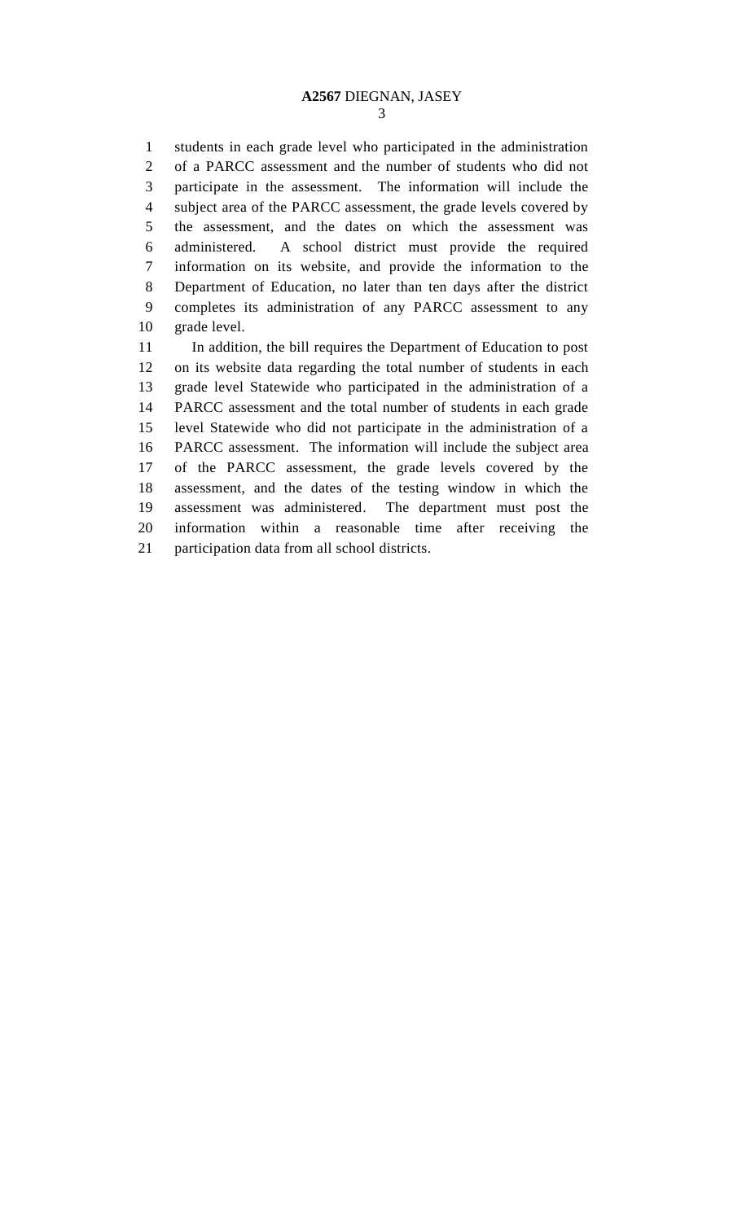students in each grade level who participated in the administration of a PARCC assessment and the number of students who did not participate in the assessment. The information will include the subject area of the PARCC assessment, the grade levels covered by the assessment, and the dates on which the assessment was administered. A school district must provide the required information on its website, and provide the information to the Department of Education, no later than ten days after the district completes its administration of any PARCC assessment to any grade level.

In addition, the bill requires the Department of Education to post on its website data regarding the total number of students in each grade level Statewide who participated in the administration of a PARCC assessment and the total number of students in each grade level Statewide who did not participate in the administration of a PARCC assessment. The information will include the subject area of the PARCC assessment, the grade levels covered by the assessment, and the dates of the testing window in which the assessment was administered. The department must post the information within a reasonable time after receiving the participation data from all school districts.